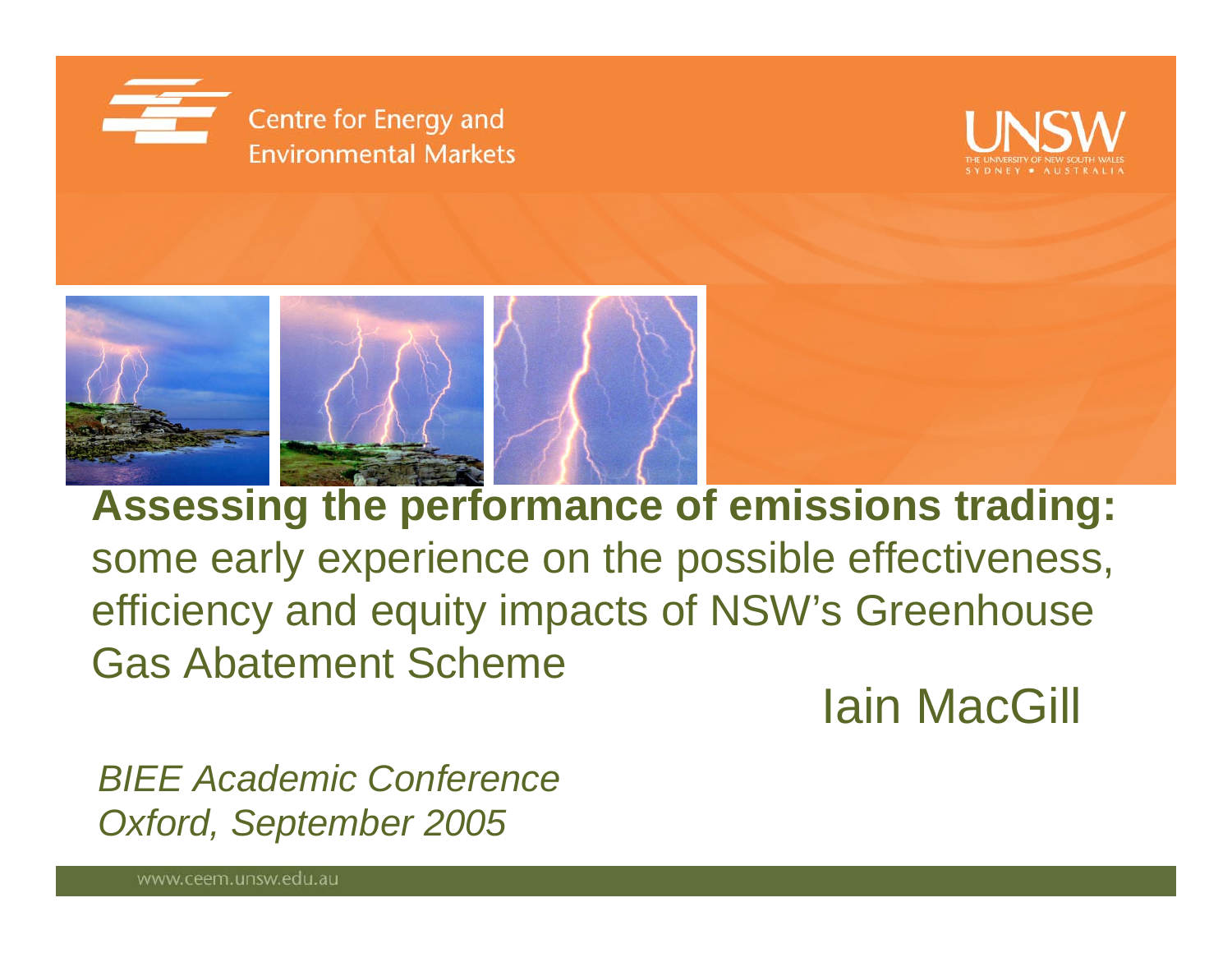Centre for Energy and Environmental Markets

UNSW
THE UNIVERSITY OF NEW SOUTH WALES
SYDNEY • AUSTRALIA

# Assessing the performance of emissions trading:

some early experience on the possible effectiveness, efficiency and equity impacts of NSW's Greenhouse Gas Abatement Scheme

Iain MacGill

*BIEE Academic Conference*
*Oxford, September 2005*

www.ceem.unsw.edu.au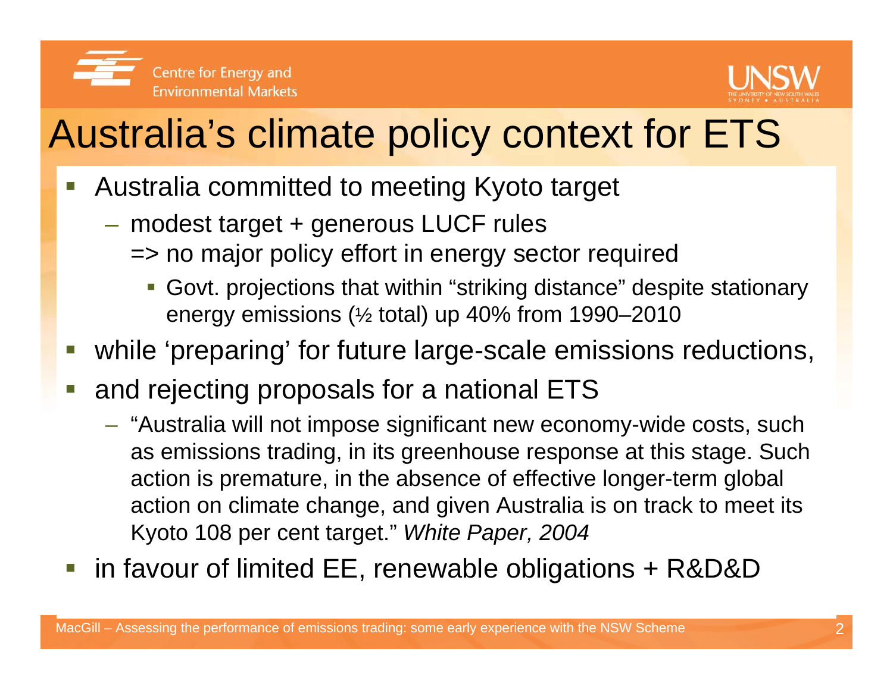# Australia's climate policy context for ETS

- Australia committed to meeting Kyoto target
  - modest target + generous LUCF rules
    => no major policy effort in energy sector required
    - Govt. projections that within "striking distance" despite stationary energy emissions (½ total) up 40% from 1990–2010
- while 'preparing' for future large-scale emissions reductions,
- and rejecting proposals for a national ETS
  - "Australia will not impose significant new economy-wide costs, such as emissions trading, in its greenhouse response at this stage. Such action is premature, in the absence of effective longer-term global action on climate change, and given Australia is on track to meet its Kyoto 108 per cent target." *White Paper, 2004*
- in favour of limited EE, renewable obligations + R&D&D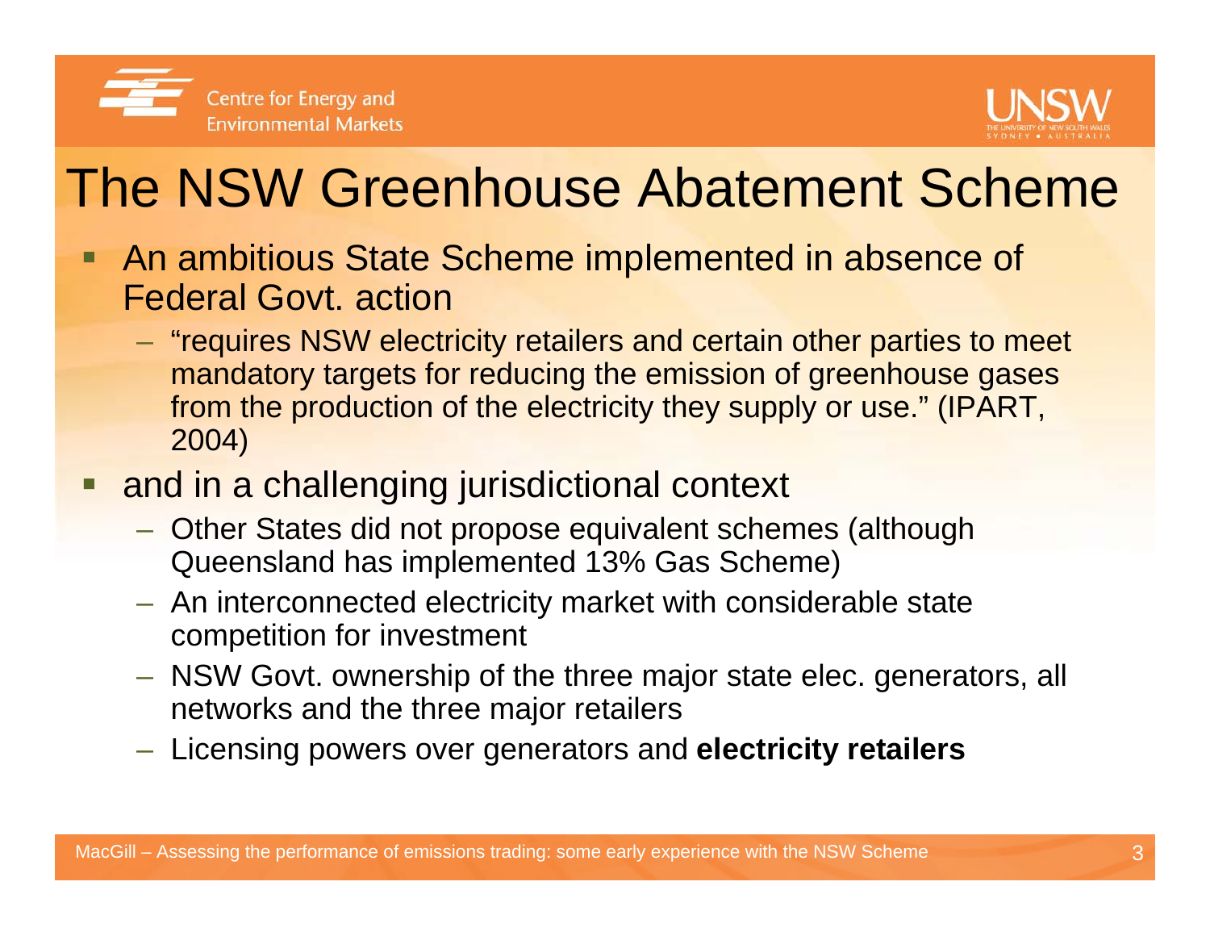# The NSW Greenhouse Abatement Scheme

- An ambitious State Scheme implemented in absence of Federal Govt. action
  - "requires NSW electricity retailers and certain other parties to meet mandatory targets for reducing the emission of greenhouse gases from the production of the electricity they supply or use." (IPART, 2004)
- and in a challenging jurisdictional context
  - Other States did not propose equivalent schemes (although Queensland has implemented 13% Gas Scheme)
  - An interconnected electricity market with considerable state competition for investment
  - NSW Govt. ownership of the three major state elec. generators, all networks and the three major retailers
  - Licensing powers over generators and **electricity retailers**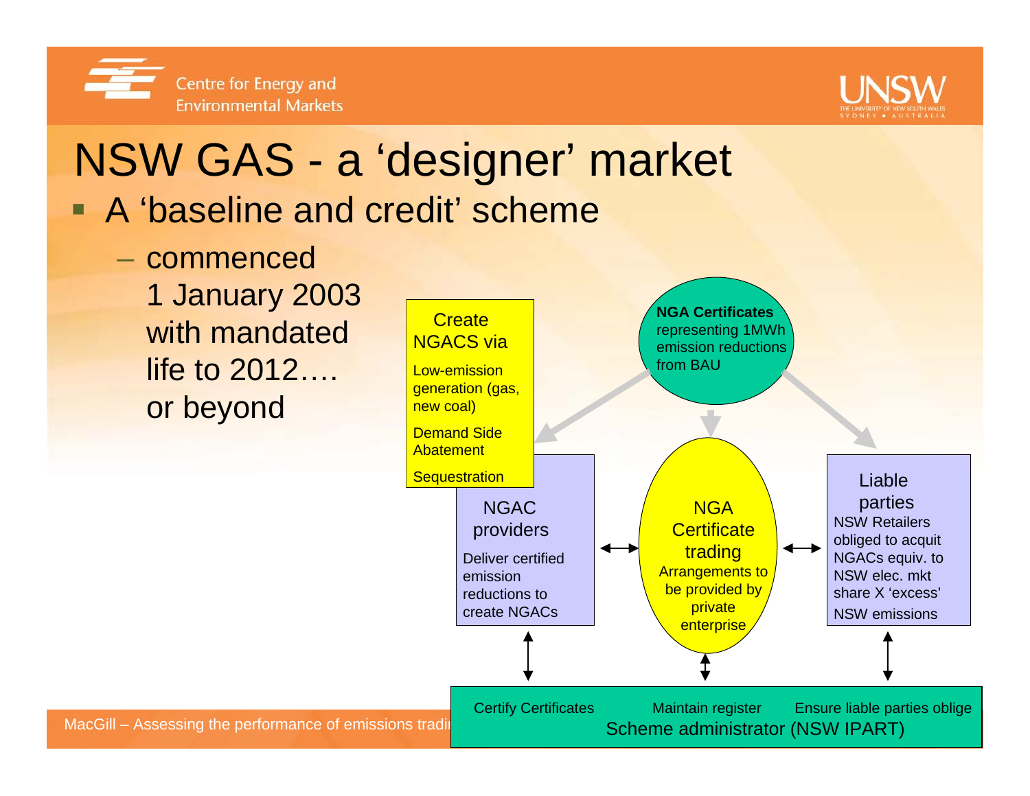# NSW GAS - a 'designer' market

- A 'baseline and credit' scheme
  - commenced 1 January 2003 with mandated life to 2012…. or beyond

**NGA Certificates** representing 1MWh emission reductions from BAU

Create NGACS via

- Low-emission generation (gas, new coal)
- Demand Side Abatement
- Sequestration

NGAC providers

Deliver certified emission reductions to create NGACs

NGA Certificate trading

Arrangements to be provided by private enterprise

Liable parties

NSW Retailers obliged to acquit NGACs equiv. to NSW elec. mkt share X 'excess' NSW emissions

Certify Certificates — Maintain register — Ensure liable parties oblige

Scheme administrator (NSW IPART)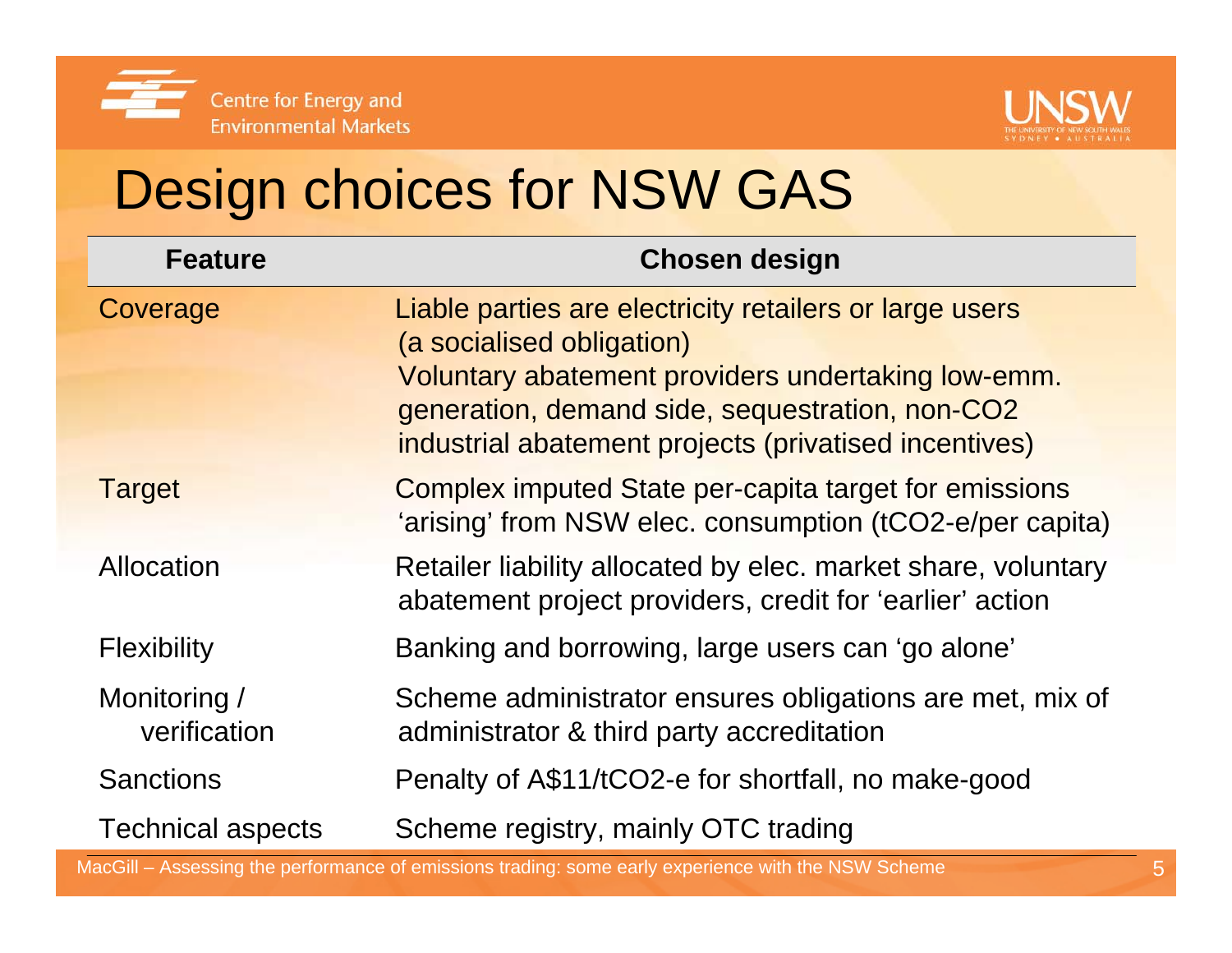# Design choices for NSW GAS

| Feature | Chosen design |
| --- | --- |
| Coverage | Liable parties are electricity retailers or large users (a socialised obligation) Voluntary abatement providers undertaking low-emm. generation, demand side, sequestration, non-CO2 industrial abatement projects (privatised incentives) |
| Target | Complex imputed State per-capita target for emissions 'arising' from NSW elec. consumption (tCO2-e/per capita) |
| Allocation | Retailer liability allocated by elec. market share, voluntary abatement project providers, credit for 'earlier' action |
| Flexibility | Banking and borrowing, large users can 'go alone' |
| Monitoring / verification | Scheme administrator ensures obligations are met, mix of administrator & third party accreditation |
| Sanctions | Penalty of A$11/tCO2-e for shortfall, no make-good |
| Technical aspects | Scheme registry, mainly OTC trading |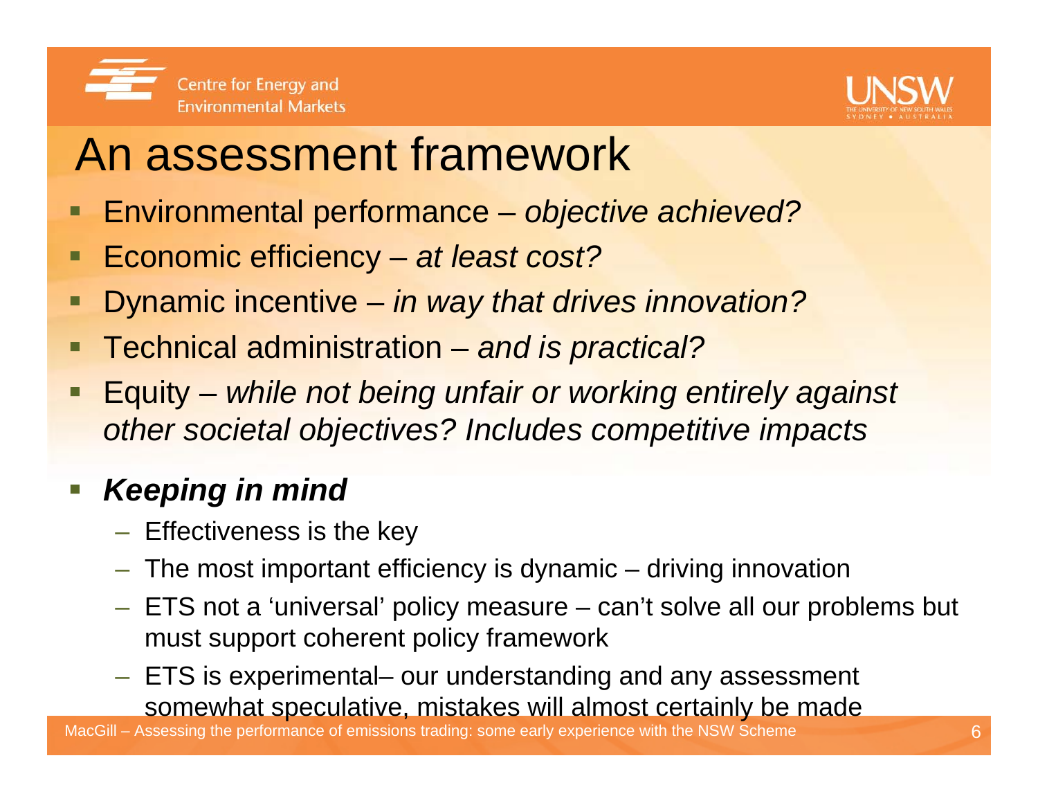# An assessment framework

- Environmental performance – *objective achieved?*
- Economic efficiency – *at least cost?*
- Dynamic incentive – *in way that drives innovation?*
- Technical administration – *and is practical?*
- Equity – *while not being unfair or working entirely against other societal objectives? Includes competitive impacts*
- ***Keeping in mind***
  - Effectiveness is the key
  - The most important efficiency is dynamic – driving innovation
  - ETS not a 'universal' policy measure – can't solve all our problems but must support coherent policy framework
  - ETS is experimental– our understanding and any assessment somewhat speculative, mistakes will almost certainly be made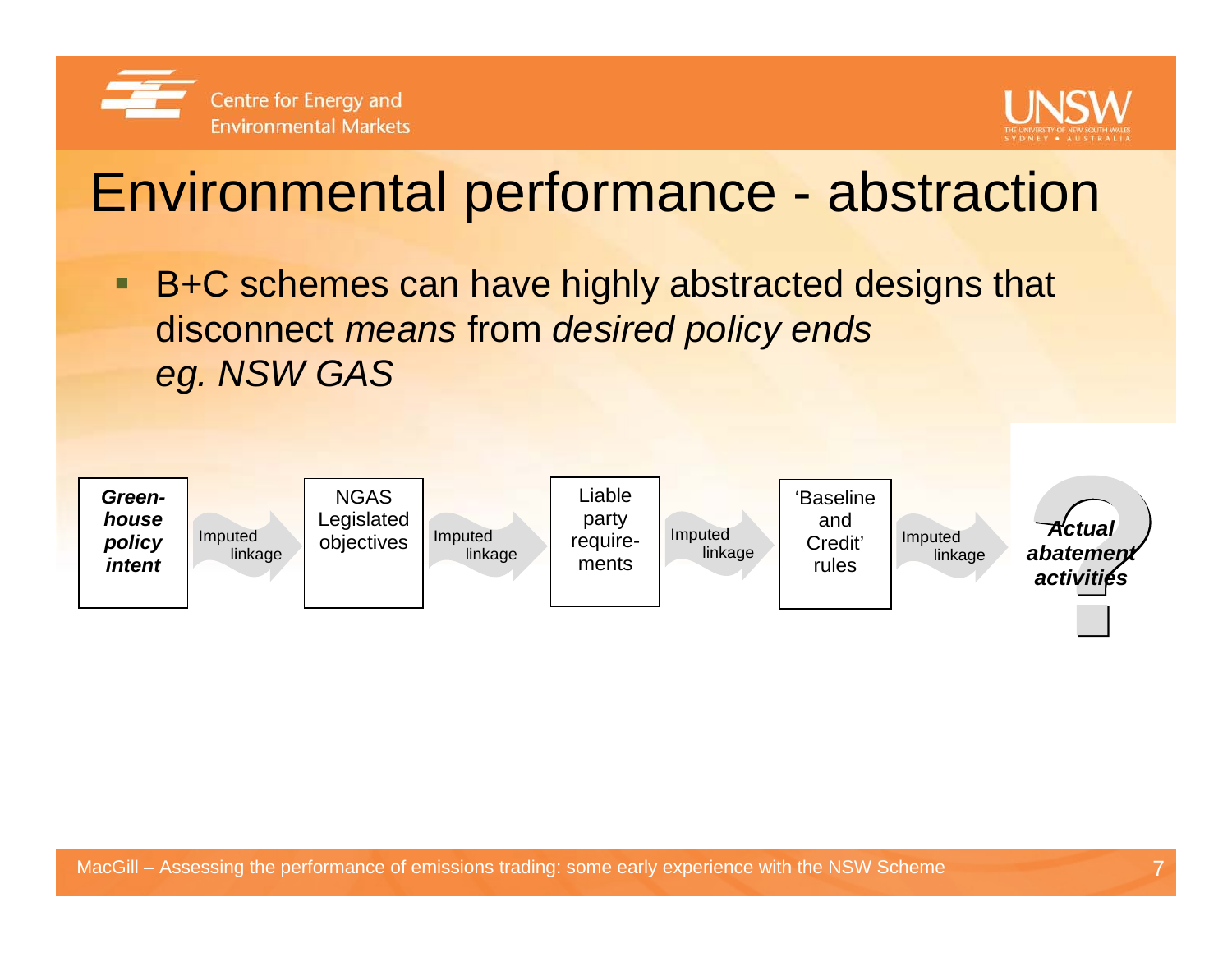# Environmental performance - abstraction

- B+C schemes can have highly abstracted designs that disconnect *means* from *desired policy ends*
  *eg. NSW GAS*

***Green-house policy intent*** → Imputed linkage → NGAS Legislated objectives → Imputed linkage → Liable party require-ments → Imputed linkage → 'Baseline and Credit' rules → Imputed linkage → ***Actual abatement activities*** ?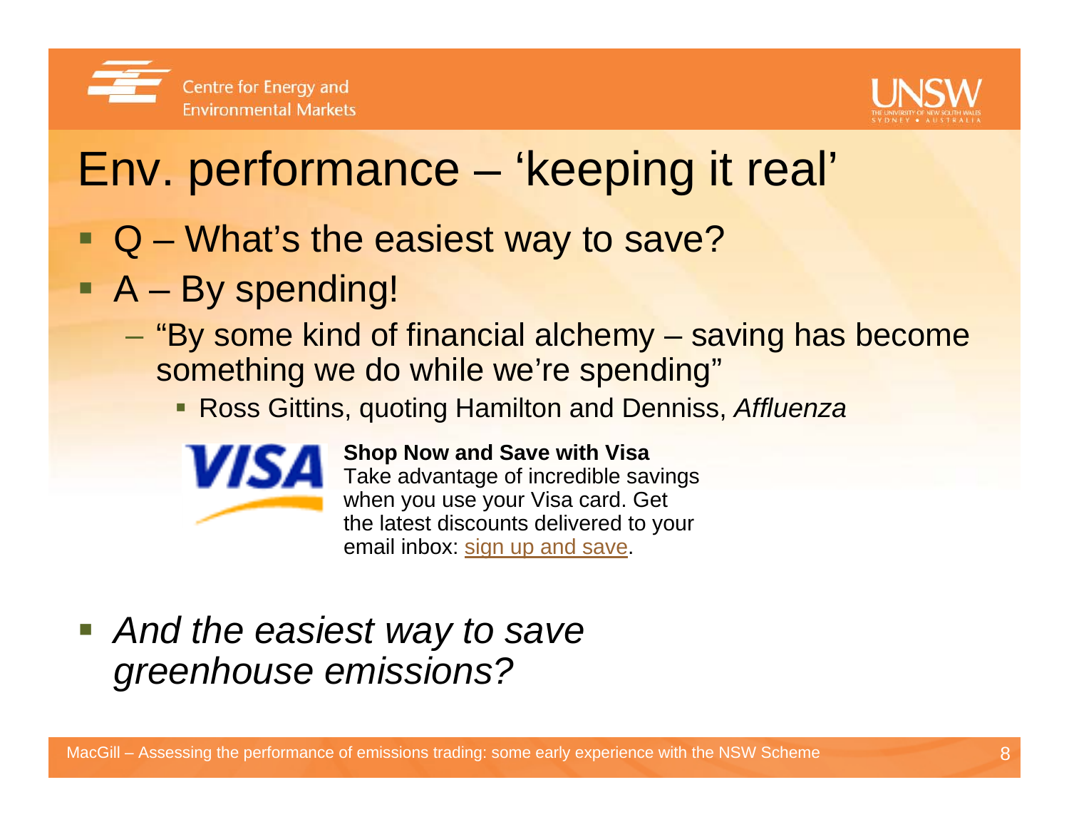# Env. performance – 'keeping it real'

- Q – What's the easiest way to save?
- A – By spending!
  - "By some kind of financial alchemy – saving has become something we do while we're spending"
    - Ross Gittins, quoting Hamilton and Denniss, *Affluenza*

**Shop Now and Save with Visa**
Take advantage of incredible savings when you use your Visa card. Get the latest discounts delivered to your email inbox: sign up and save.

- *And the easiest way to save greenhouse emissions?*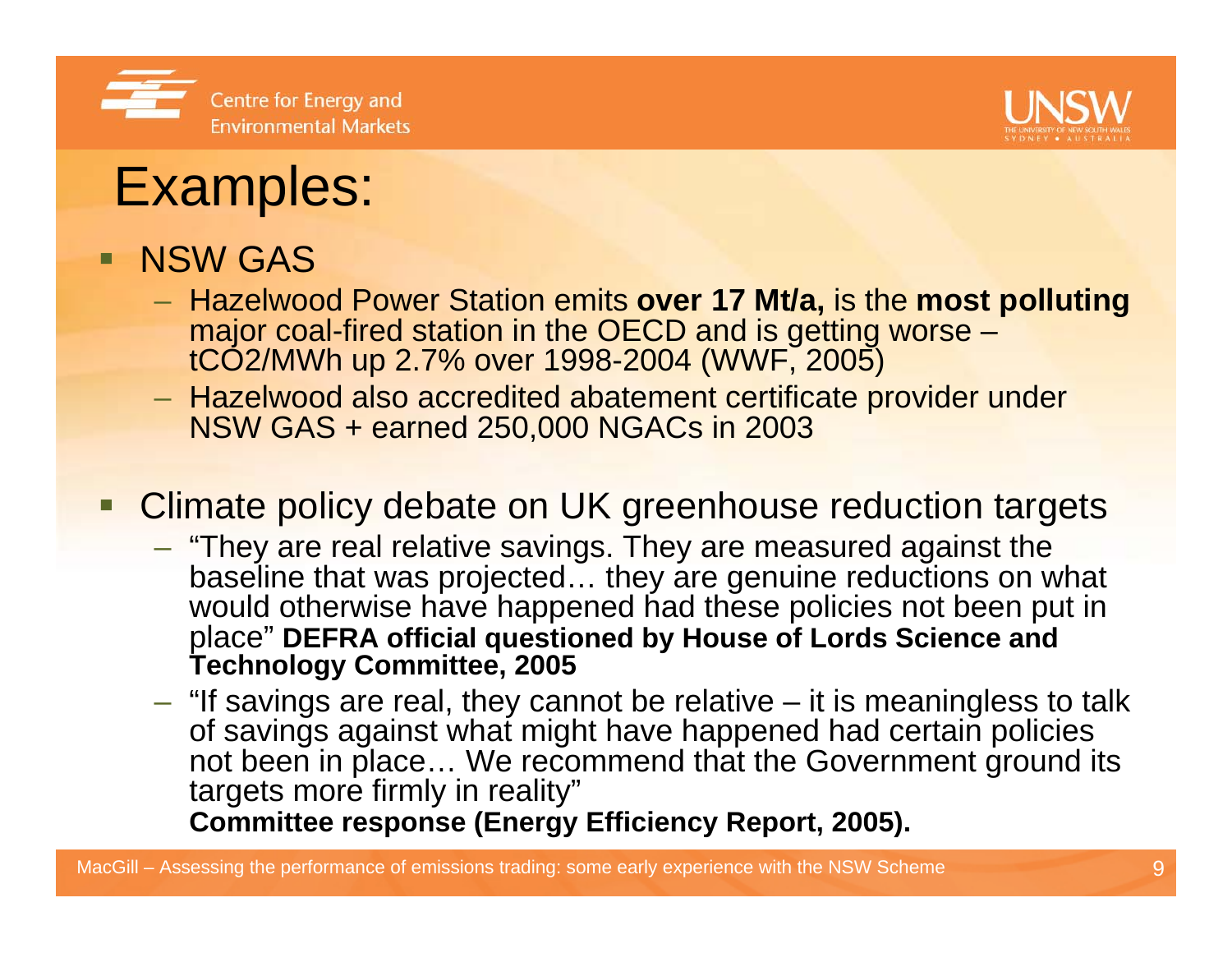# Examples:

- NSW GAS
  - Hazelwood Power Station emits **over 17 Mt/a,** is the **most polluting** major coal-fired station in the OECD and is getting worse – $tCO_2/MWh$ up 2.7% over 1998-2004 (WWF, 2005)
  - Hazelwood also accredited abatement certificate provider under NSW GAS + earned 250,000 NGACs in 2003

- Climate policy debate on UK greenhouse reduction targets
  - "They are real relative savings. They are measured against the baseline that was projected… they are genuine reductions on what would otherwise have happened had these policies not been put in place" **DEFRA official questioned by House of Lords Science and Technology Committee, 2005**
  - "If savings are real, they cannot be relative – it is meaningless to talk of savings against what might have happened had certain policies not been in place… We recommend that the Government ground its targets more firmly in reality"
    **Committee response (Energy Efficiency Report, 2005).**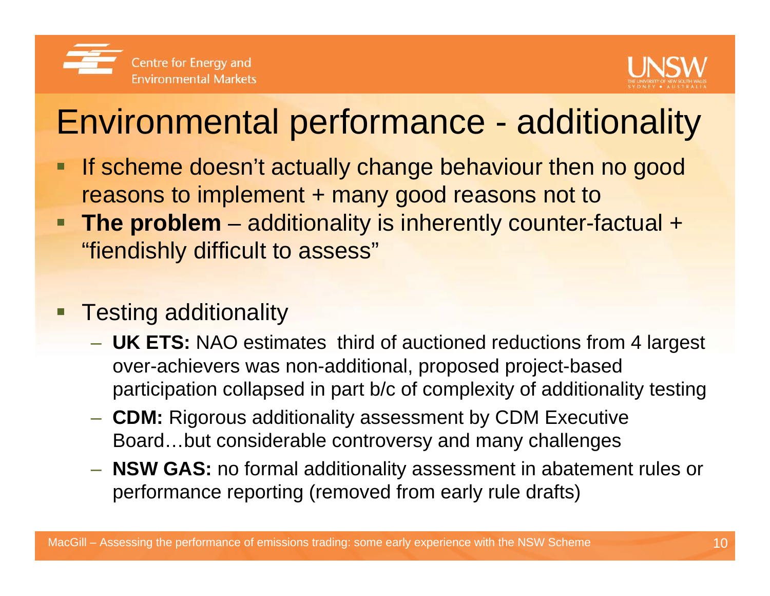# Environmental performance - additionality

- If scheme doesn't actually change behaviour then no good reasons to implement + many good reasons not to
- **The problem** – additionality is inherently counter-factual + "fiendishly difficult to assess"

- Testing additionality
  - **UK ETS:** NAO estimates third of auctioned reductions from 4 largest over-achievers was non-additional, proposed project-based participation collapsed in part b/c of complexity of additionality testing
  - **CDM:** Rigorous additionality assessment by CDM Executive Board…but considerable controversy and many challenges
  - **NSW GAS:** no formal additionality assessment in abatement rules or performance reporting (removed from early rule drafts)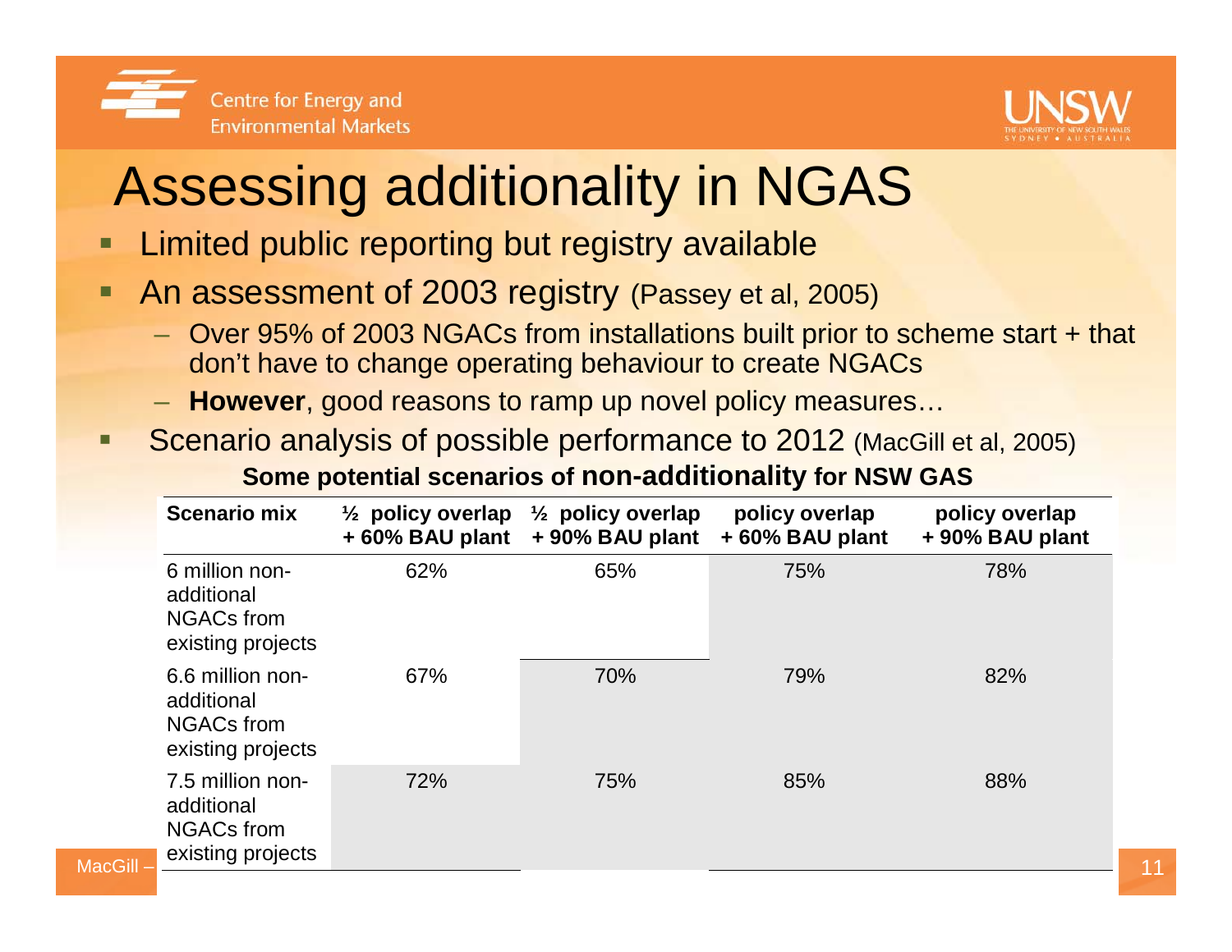# Assessing additionality in NGAS

- Limited public reporting but registry available
- An assessment of 2003 registry (Passey et al, 2005)
  - Over 95% of 2003 NGACs from installations built prior to scheme start + that don't have to change operating behaviour to create NGACs
  - **However**, good reasons to ramp up novel policy measures…
- Scenario analysis of possible performance to 2012 (MacGill et al, 2005)

**Some potential scenarios of non-additionality for NSW GAS**

| **Scenario mix** | **½ policy overlap + 60% BAU plant** | **½ policy overlap + 90% BAU plant** | **policy overlap + 60% BAU plant** | **policy overlap + 90% BAU plant** |
|---|---|---|---|---|
| 6 million non-additional NGACs from existing projects | 62% | 65% | 75% | 78% |
| 6.6 million non-additional NGACs from existing projects | 67% | 70% | 79% | 82% |
| 7.5 million non-additional NGACs from existing projects | 72% | 75% | 85% | 88% |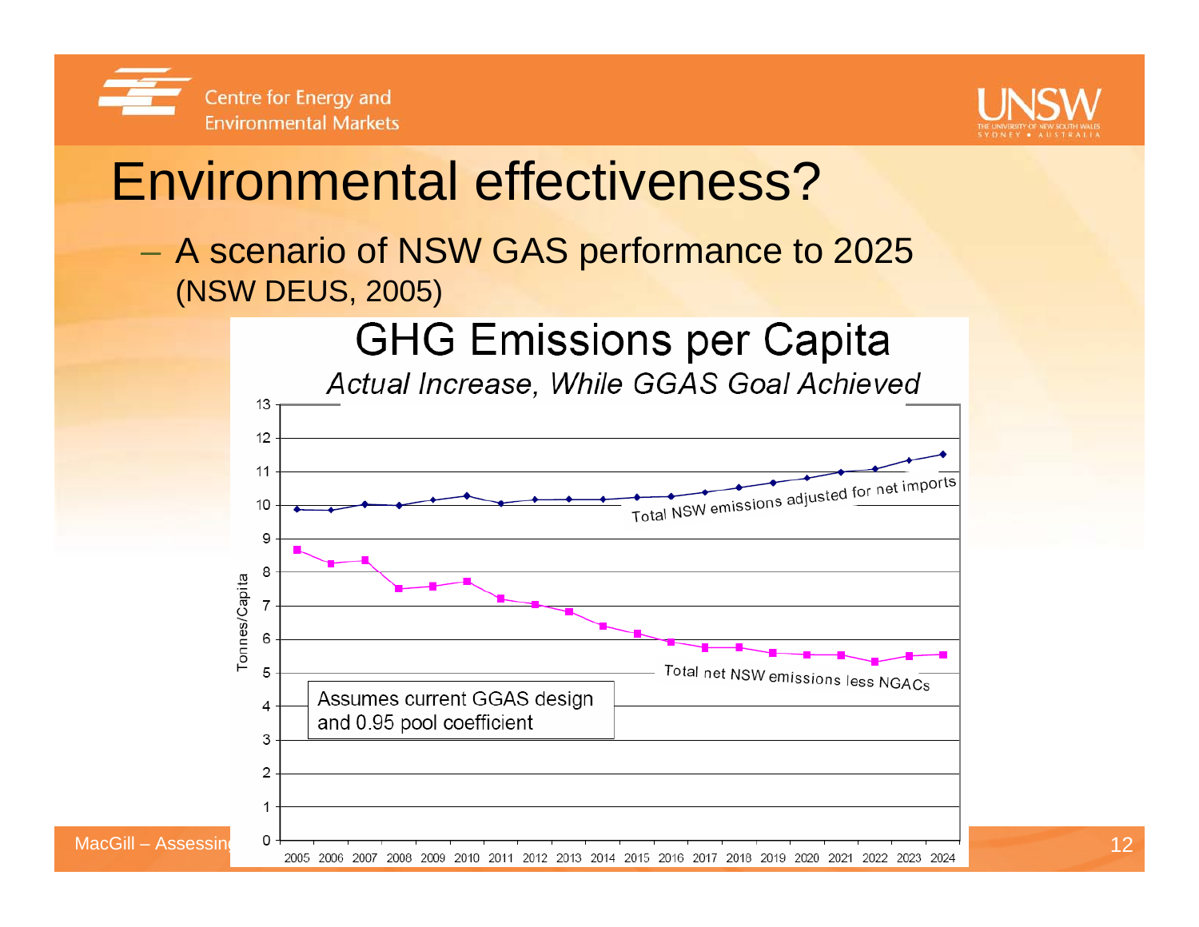# Environmental effectiveness?

– A scenario of NSW GAS performance to 2025 (NSW DEUS, 2005)

**GHG Emissions per Capita**

*Actual Increase, While GGAS Goal Achieved*

Tonnes/Capita

Total NSW emissions adjusted for net imports

Total net NSW emissions less NGACs

Assumes current GGAS design and 0.95 pool coefficient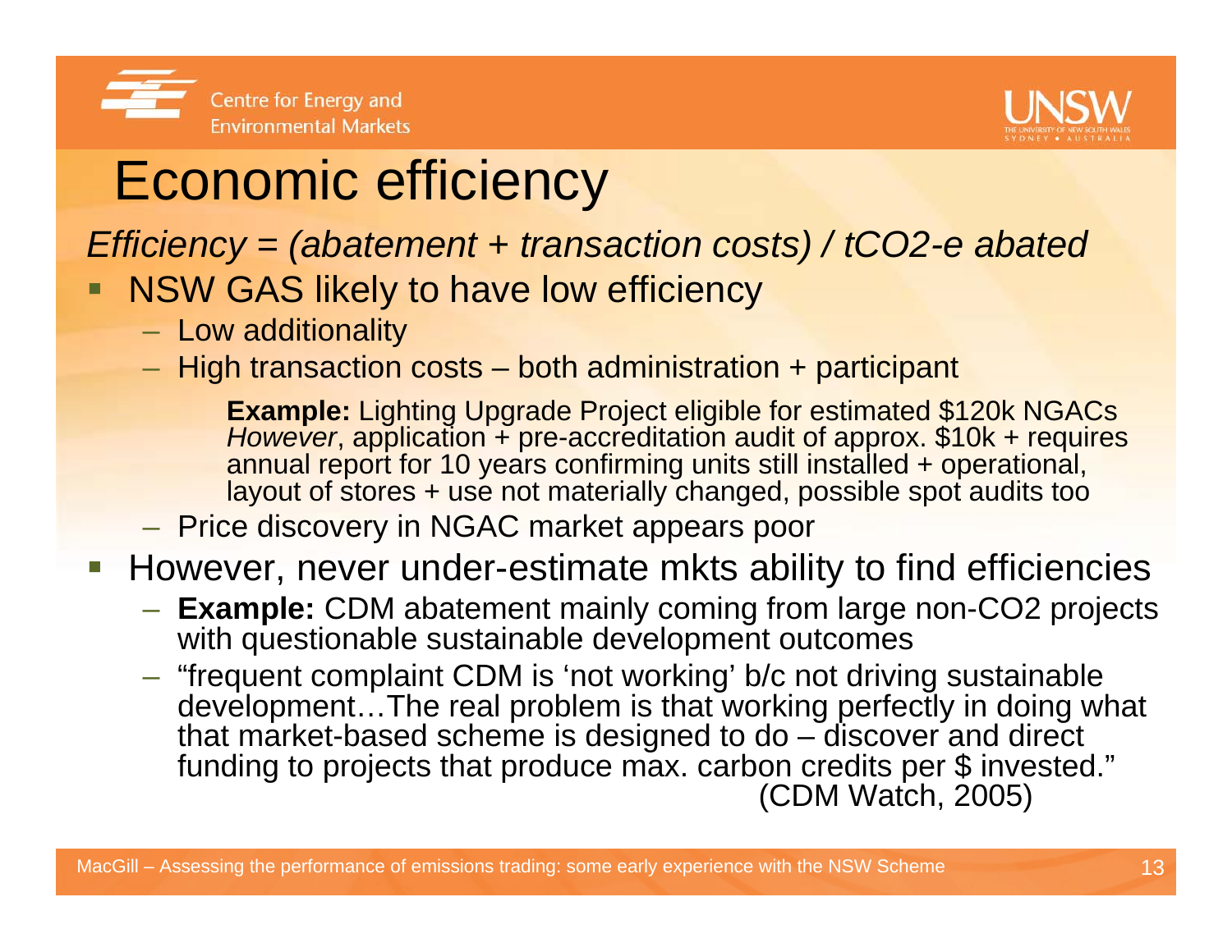# Economic efficiency

*Efficiency = (abatement + transaction costs) / tCO2-e abated*

- NSW GAS likely to have low efficiency
  - Low additionality
  - High transaction costs – both administration + participant

    **Example:** Lighting Upgrade Project eligible for estimated $120k NGACs *However*, application + pre-accreditation audit of approx. $10k + requires annual report for 10 years confirming units still installed + operational, layout of stores + use not materially changed, possible spot audits too

  - Price discovery in NGAC market appears poor
- However, never under-estimate mkts ability to find efficiencies
  - **Example:** CDM abatement mainly coming from large non-CO2 projects with questionable sustainable development outcomes
  - "frequent complaint CDM is 'not working' b/c not driving sustainable development…The real problem is that working perfectly in doing what that market-based scheme is designed to do – discover and direct funding to projects that produce max. carbon credits per $ invested." (CDM Watch, 2005)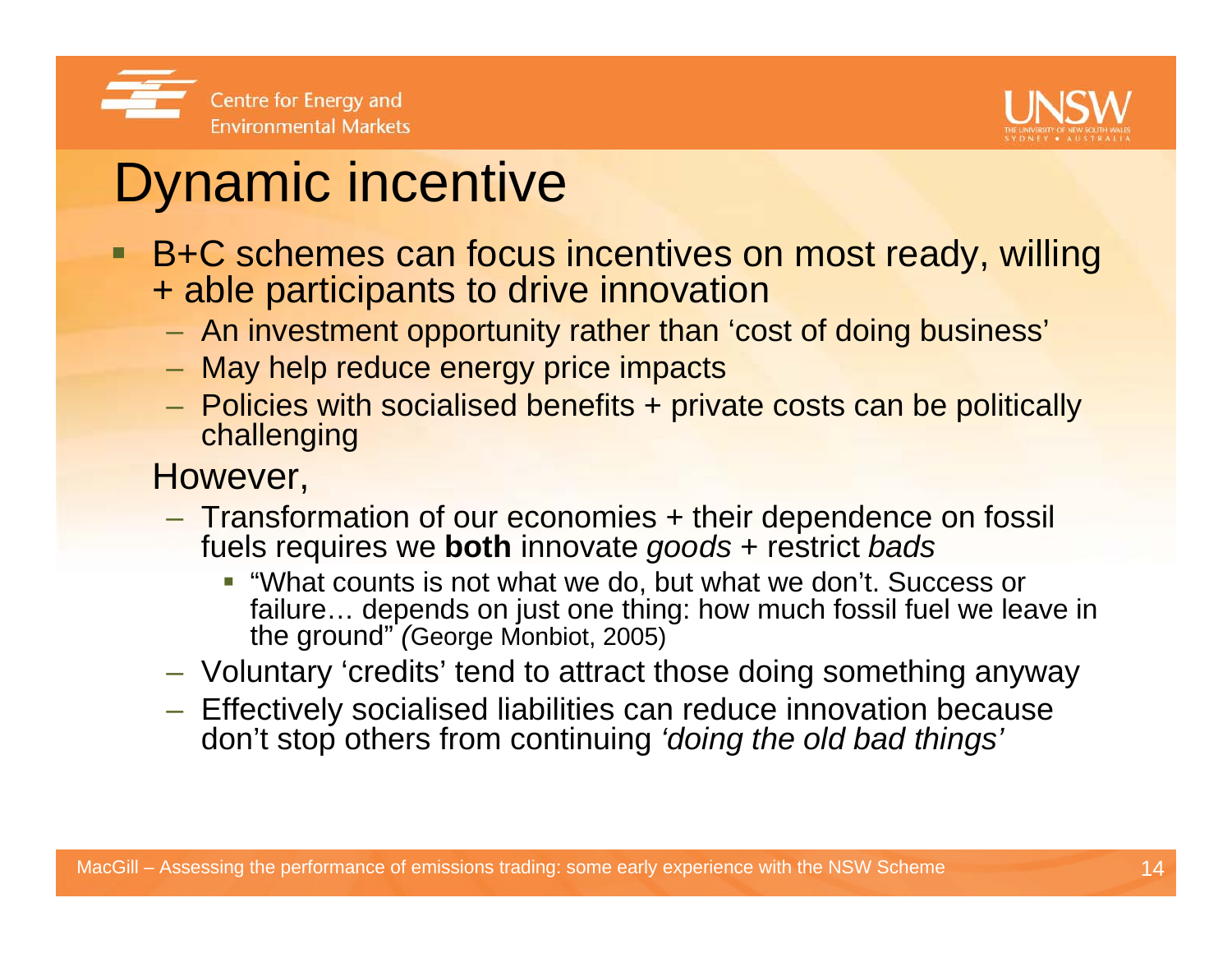# Dynamic incentive

- B+C schemes can focus incentives on most ready, willing + able participants to drive innovation
  - An investment opportunity rather than 'cost of doing business'
  - May help reduce energy price impacts
  - Policies with socialised benefits + private costs can be politically challenging

  However,
  - Transformation of our economies + their dependence on fossil fuels requires we **both** innovate *goods* + restrict *bads*
    - "What counts is not what we do, but what we don't. Success or failure… depends on just one thing: how much fossil fuel we leave in the ground" *(*George Monbiot, 2005)
  - Voluntary 'credits' tend to attract those doing something anyway
  - Effectively socialised liabilities can reduce innovation because don't stop others from continuing *'doing the old bad things'*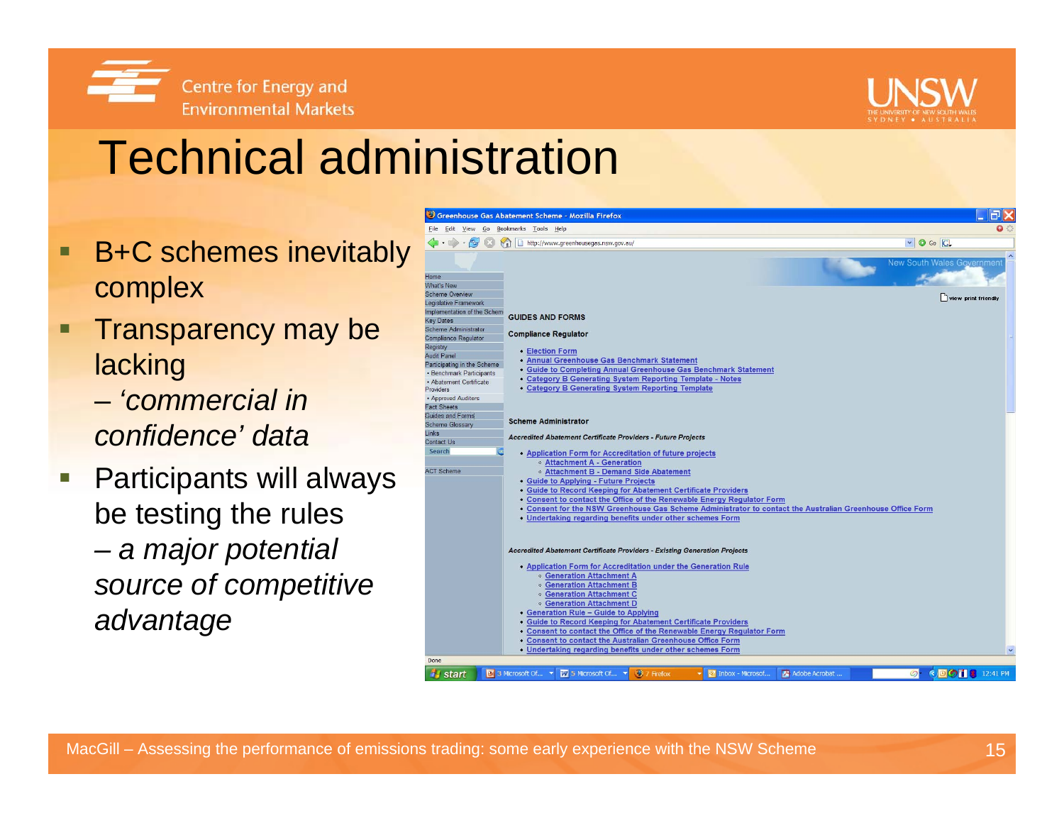# Technical administration

- B+C schemes inevitably complex
- Transparency may be lacking
  – *'commercial in confidence' data*
- Participants will always be testing the rules
  – *a major potential source of competitive advantage*

Greenhouse Gas Abatement Scheme - Mozilla Firefox

http://www.greenhousegas.nsw.gov.au/

New South Wales Government

Home
What's New
Scheme Overview
Legislative Framework
Implementation of the Schem
Key Dates
Scheme Administrator
Compliance Regulator
Registry
Audit Panel
Participating in the Scheme
- Benchmark Participants
- Abatement Certificate Providers
- Approved Auditors
Fact Sheets
Guides and Forms
Scheme Glossary
Links
Contact Us
Search
ACT Scheme

view print friendly

GUIDES AND FORMS

Compliance Regulator

- Election Form
- Annual Greenhouse Gas Benchmark Statement
- Guide to Completing Annual Greenhouse Gas Benchmark Statement
- Category B Generating System Reporting Template - Notes
- Category B Generating System Reporting Template

Scheme Administrator

*Accredited Abatement Certificate Providers - Future Projects*

- Application Form for Accreditation of future projects
  - Attachment A - Generation
  - Attachment B - Demand Side Abatement
- Guide to Applying - Future Projects
- Guide to Record Keeping for Abatement Certificate Providers
- Consent to contact the Office of the Renewable Energy Regulator Form
- Consent for the NSW Greenhouse Gas Scheme Administrator to contact the Australian Greenhouse Office Form
- Undertaking regarding benefits under other schemes Form

*Accredited Abatement Certificate Providers - Existing Generation Projects*

- Application Form for Accreditation under the Generation Rule
  - Generation Attachment A
  - Generation Attachment B
  - Generation Attachment C
  - Generation Attachment D
- Generation Rule – Guide to Applying
- Guide to Record Keeping for Abatement Certificate Providers
- Consent to contact the Office of the Renewable Energy Regulator Form
- Consent to contact the Australian Greenhouse Office Form
- Undertaking regarding benefits under other schemes Form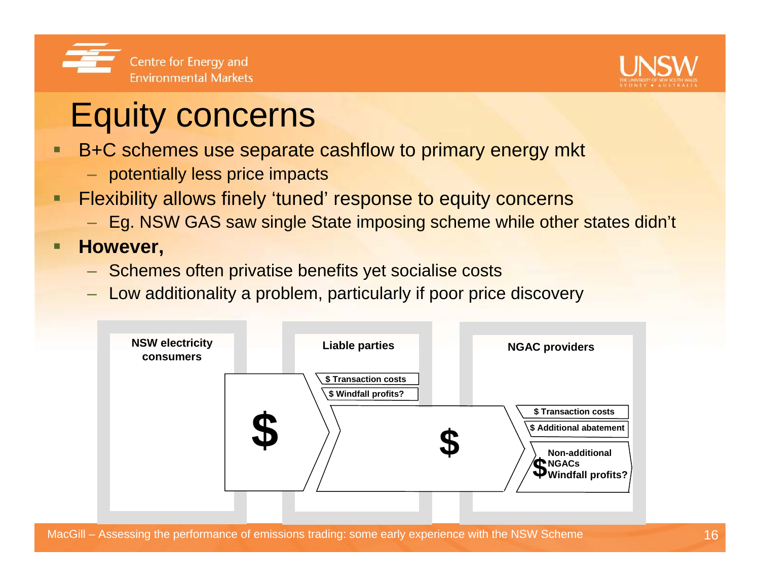# Equity concerns

- B+C schemes use separate cashflow to primary energy mkt
  - potentially less price impacts
- Flexibility allows finely 'tuned' response to equity concerns
  - Eg. NSW GAS saw single State imposing scheme while other states didn't
- **However,**
  - Schemes often privatise benefits yet socialise costs
  - Low additionality a problem, particularly if poor price discovery

**NSW electricity consumers**

**Liable parties**

**NGAC providers**

**$**

**$ Transaction costs**

**$ Windfall profits?**

**$**

**$ Transaction costs**

**$ Additional abatement**

**$ Non-additional NGACs Windfall profits?**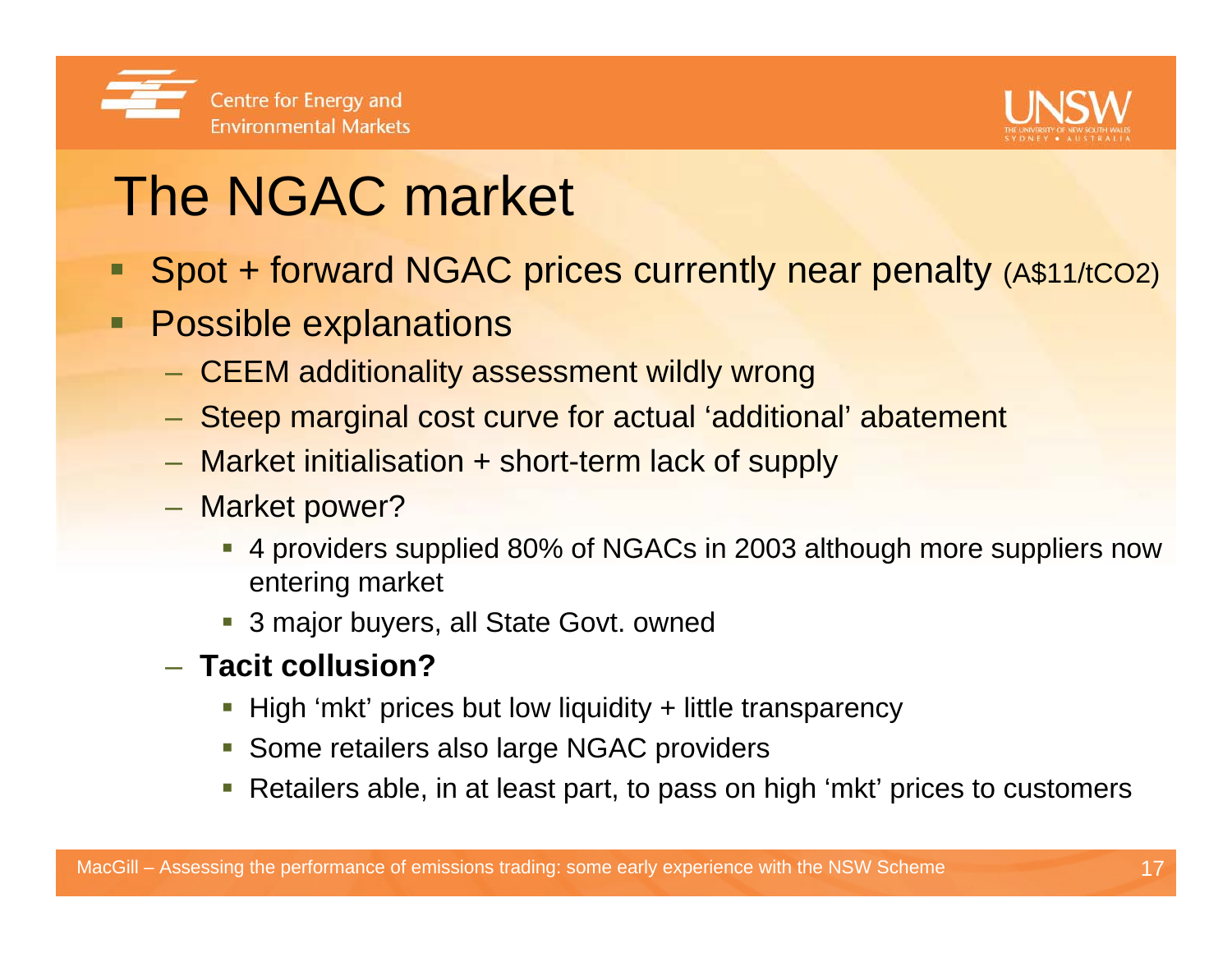# The NGAC market

- Spot + forward NGAC prices currently near penalty (A$11/$tCO_2$)
- Possible explanations
  - CEEM additionality assessment wildly wrong
  - Steep marginal cost curve for actual 'additional' abatement
  - Market initialisation + short-term lack of supply
  - Market power?
    - 4 providers supplied 80% of NGACs in 2003 although more suppliers now entering market
    - 3 major buyers, all State Govt. owned
  - **Tacit collusion?**
    - High 'mkt' prices but low liquidity + little transparency
    - Some retailers also large NGAC providers
    - Retailers able, in at least part, to pass on high 'mkt' prices to customers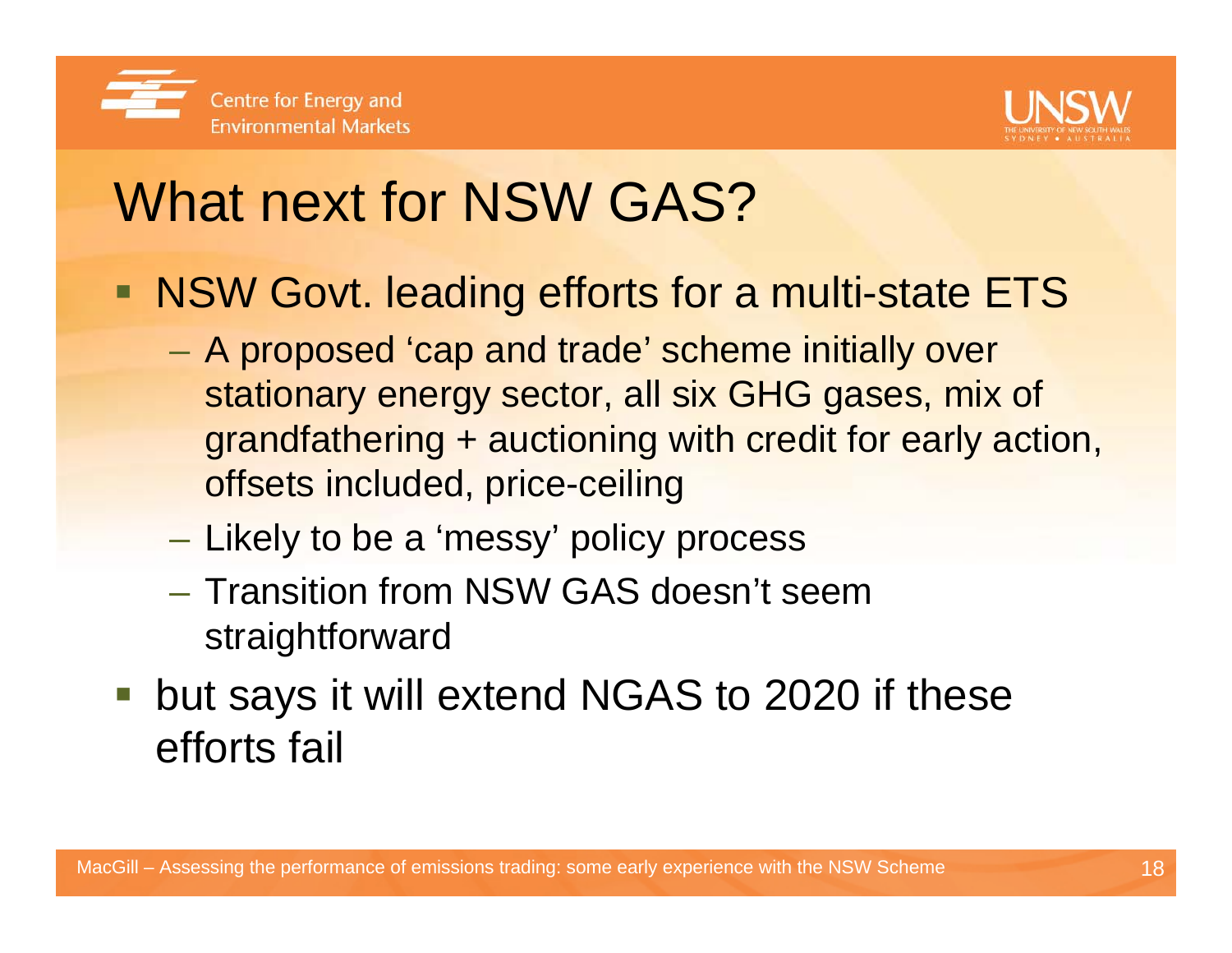# What next for NSW GAS?

- NSW Govt. leading efforts for a multi-state ETS
  - A proposed 'cap and trade' scheme initially over stationary energy sector, all six GHG gases, mix of grandfathering + auctioning with credit for early action, offsets included, price-ceiling
  - Likely to be a 'messy' policy process
  - Transition from NSW GAS doesn't seem straightforward
- but says it will extend NGAS to 2020 if these efforts fail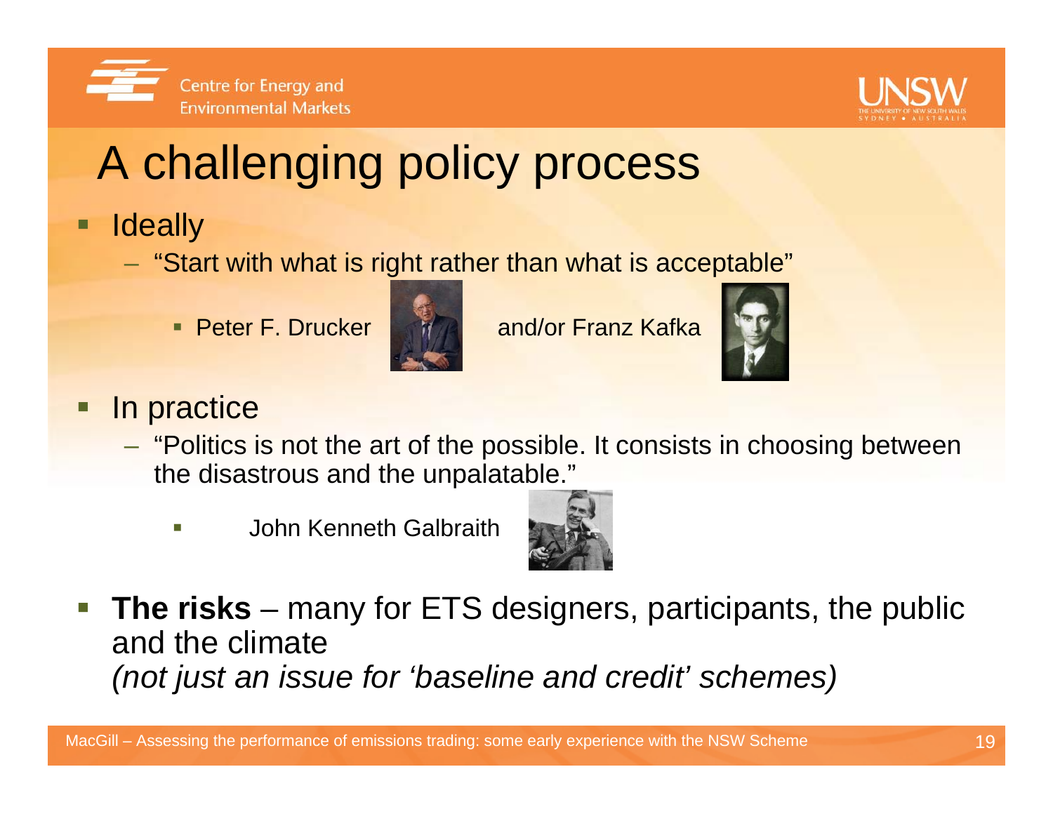# A challenging policy process

- Ideally
  - "Start with what is right rather than what is acceptable"
    - Peter F. Drucker and/or Franz Kafka
- In practice
  - "Politics is not the art of the possible. It consists in choosing between the disastrous and the unpalatable."
    - John Kenneth Galbraith
- **The risks** – many for ETS designers, participants, the public and the climate
  *(not just an issue for 'baseline and credit' schemes)*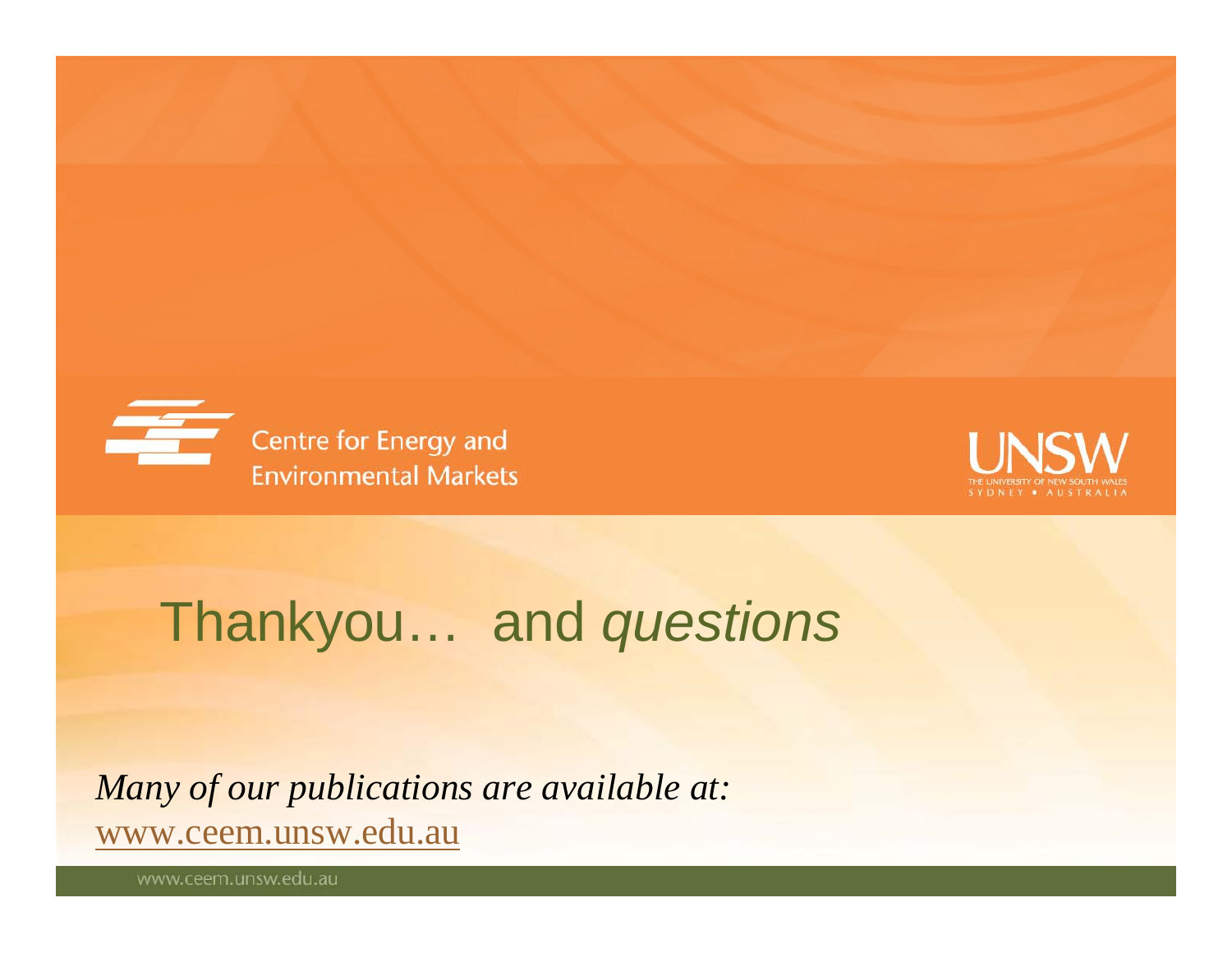Centre for Energy and Environmental Markets

UNSW
THE UNIVERSITY OF NEW SOUTH WALES
SYDNEY • AUSTRALIA

# Thankyou… and *questions*

*Many of our publications are available at:*
[www.ceem.unsw.edu.au](http://www.ceem.unsw.edu.au)